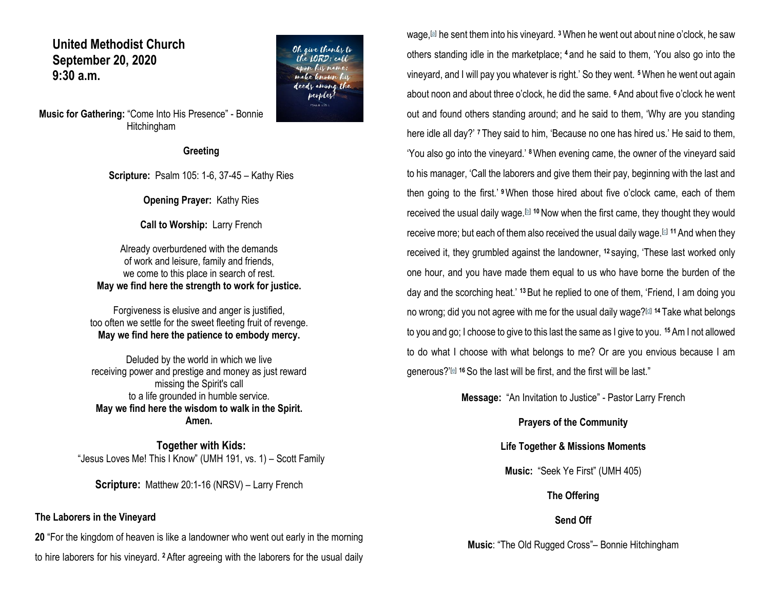**United Methodist Church**
**September 20, 2020**
**9:30 a.m.**

**Music for Gathering:** "Come Into His Presence" - Bonnie Hitchingham

**Greeting**

**Scripture:** Psalm 105: 1-6, 37-45 – Kathy Ries

**Opening Prayer:** Kathy Ries

**Call to Worship:** Larry French

Already overburdened with the demands
of work and leisure, family and friends,
we come to this place in search of rest.
**May we find here the strength to work for justice.**

Forgiveness is elusive and anger is justified,
too often we settle for the sweet fleeting fruit of revenge.
**May we find here the patience to embody mercy.**

Deluded by the world in which we live
receiving power and prestige and money as just reward
missing the Spirit's call
to a life grounded in humble service.
**May we find here the wisdom to walk in the Spirit.**
**Amen.**

**Together with Kids:**
"Jesus Loves Me! This I Know" (UMH 191, vs. 1) – Scott Family

**Scripture:** Matthew 20:1-16 (NRSV) – Larry French

### The Laborers in the Vineyard

**20** "For the kingdom of heaven is like a landowner who went out early in the morning to hire laborers for his vineyard. **2** After agreeing with the laborers for the usual daily wage,[a] he sent them into his vineyard. **3** When he went out about nine o'clock, he saw others standing idle in the marketplace; **4** and he said to them, 'You also go into the vineyard, and I will pay you whatever is right.' So they went. **5** When he went out again about noon and about three o'clock, he did the same. **6** And about five o'clock he went out and found others standing around; and he said to them, 'Why are you standing here idle all day?' **7** They said to him, 'Because no one has hired us.' He said to them, 'You also go into the vineyard.' **8** When evening came, the owner of the vineyard said to his manager, 'Call the laborers and give them their pay, beginning with the last and then going to the first.' **9** When those hired about five o'clock came, each of them received the usual daily wage.[b] **10** Now when the first came, they thought they would receive more; but each of them also received the usual daily wage.[c] **11** And when they received it, they grumbled against the landowner, **12** saying, 'These last worked only one hour, and you have made them equal to us who have borne the burden of the day and the scorching heat.' **13** But he replied to one of them, 'Friend, I am doing you no wrong; did you not agree with me for the usual daily wage?[d] **14** Take what belongs to you and go; I choose to give to this last the same as I give to you. **15** Am I not allowed to do what I choose with what belongs to me? Or are you envious because I am generous?'[e] **16** So the last will be first, and the first will be last."

**Message:** "An Invitation to Justice" - Pastor Larry French

**Prayers of the Community**

**Life Together & Missions Moments**

**Music:** "Seek Ye First" (UMH 405)

**The Offering**

**Send Off**

**Music**: "The Old Rugged Cross"– Bonnie Hitchingham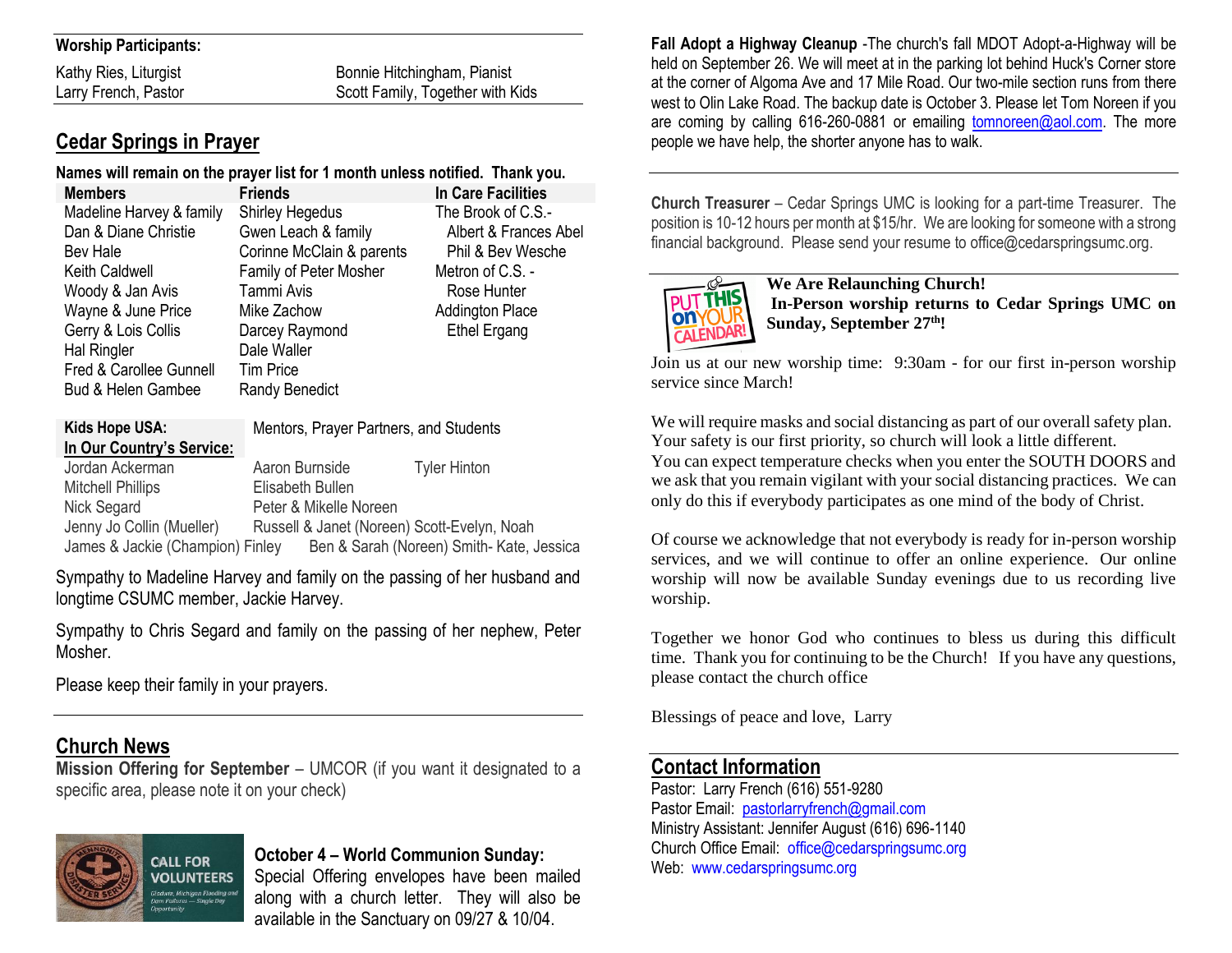**Worship Participants:**

| | |
|---|---|
| Kathy Ries, Liturgist | Bonnie Hitchingham, Pianist |
| Larry French, Pastor | Scott Family, Together with Kids |

## Cedar Springs in Prayer

**Names will remain on the prayer list for 1 month unless notified. Thank you.**

| Members | Friends | In Care Facilities |
|---|---|---|
| Madeline Harvey & family | Shirley Hegedus | The Brook of C.S.- |
| Dan & Diane Christie | Gwen Leach & family | Albert & Frances Abel |
| Bev Hale | Corinne McClain & parents | Phil & Bev Wesche |
| Keith Caldwell | Family of Peter Mosher | Metron of C.S. - |
| Woody & Jan Avis | Tammi Avis | Rose Hunter |
| Wayne & June Price | Mike Zachow | Addington Place |
| Gerry & Lois Collis | Darcey Raymond | Ethel Ergang |
| Hal Ringler | Dale Waller | |
| Fred & Carollee Gunnell | Tim Price | |
| Bud & Helen Gambee | Randy Benedict | |

**Kids Hope USA:** Mentors, Prayer Partners, and Students

**In Our Country's Service:**

Jordan Ackerman — Aaron Burnside — Tyler Hinton
Mitchell Phillips — Elisabeth Bullen
Nick Segard — Peter & Mikelle Noreen
Jenny Jo Collin (Mueller) — Russell & Janet (Noreen) Scott-Evelyn, Noah
James & Jackie (Champion) Finley — Ben & Sarah (Noreen) Smith- Kate, Jessica

Sympathy to Madeline Harvey and family on the passing of her husband and longtime CSUMC member, Jackie Harvey.

Sympathy to Chris Segard and family on the passing of her nephew, Peter Mosher.

Please keep their family in your prayers.

## Church News

**Mission Offering for September** – UMCOR (if you want it designated to a specific area, please note it on your check)

CALL FOR VOLUNTEERS

Gladwin, Michigan Flooding and Dam Failures — Single Day Opportunity

**October 4 – World Communion Sunday:** Special Offering envelopes have been mailed along with a church letter. They will also be available in the Sanctuary on 09/27 & 10/04.

**Fall Adopt a Highway Cleanup** -The church's fall MDOT Adopt-a-Highway will be held on September 26. We will meet at in the parking lot behind Huck's Corner store at the corner of Algoma Ave and 17 Mile Road. Our two-mile section runs from there west to Olin Lake Road. The backup date is October 3. Please let Tom Noreen if you are coming by calling 616-260-0881 or emailing tomnoreen@aol.com. The more people we have help, the shorter anyone has to walk.

**Church Treasurer** – Cedar Springs UMC is looking for a part-time Treasurer. The position is 10-12 hours per month at $15/hr. We are looking for someone with a strong financial background. Please send your resume to office@cedarspringsumc.org.

PUT THIS on YOUR CALENDAR!

**We Are Relaunching Church!**
**In-Person worship returns to Cedar Springs UMC on Sunday, September 27th!**

Join us at our new worship time: 9:30am - for our first in-person worship service since March!

We will require masks and social distancing as part of our overall safety plan. Your safety is our first priority, so church will look a little different. You can expect temperature checks when you enter the SOUTH DOORS and we ask that you remain vigilant with your social distancing practices. We can only do this if everybody participates as one mind of the body of Christ.

Of course we acknowledge that not everybody is ready for in-person worship services, and we will continue to offer an online experience. Our online worship will now be available Sunday evenings due to us recording live worship.

Together we honor God who continues to bless us during this difficult time. Thank you for continuing to be the Church! If you have any questions, please contact the church office

Blessings of peace and love, Larry

## Contact Information

Pastor: Larry French (616) 551-9280
Pastor Email: pastorlarryfrench@gmail.com
Ministry Assistant: Jennifer August (616) 696-1140
Church Office Email: office@cedarspringsumc.org
Web: www.cedarspringsumc.org